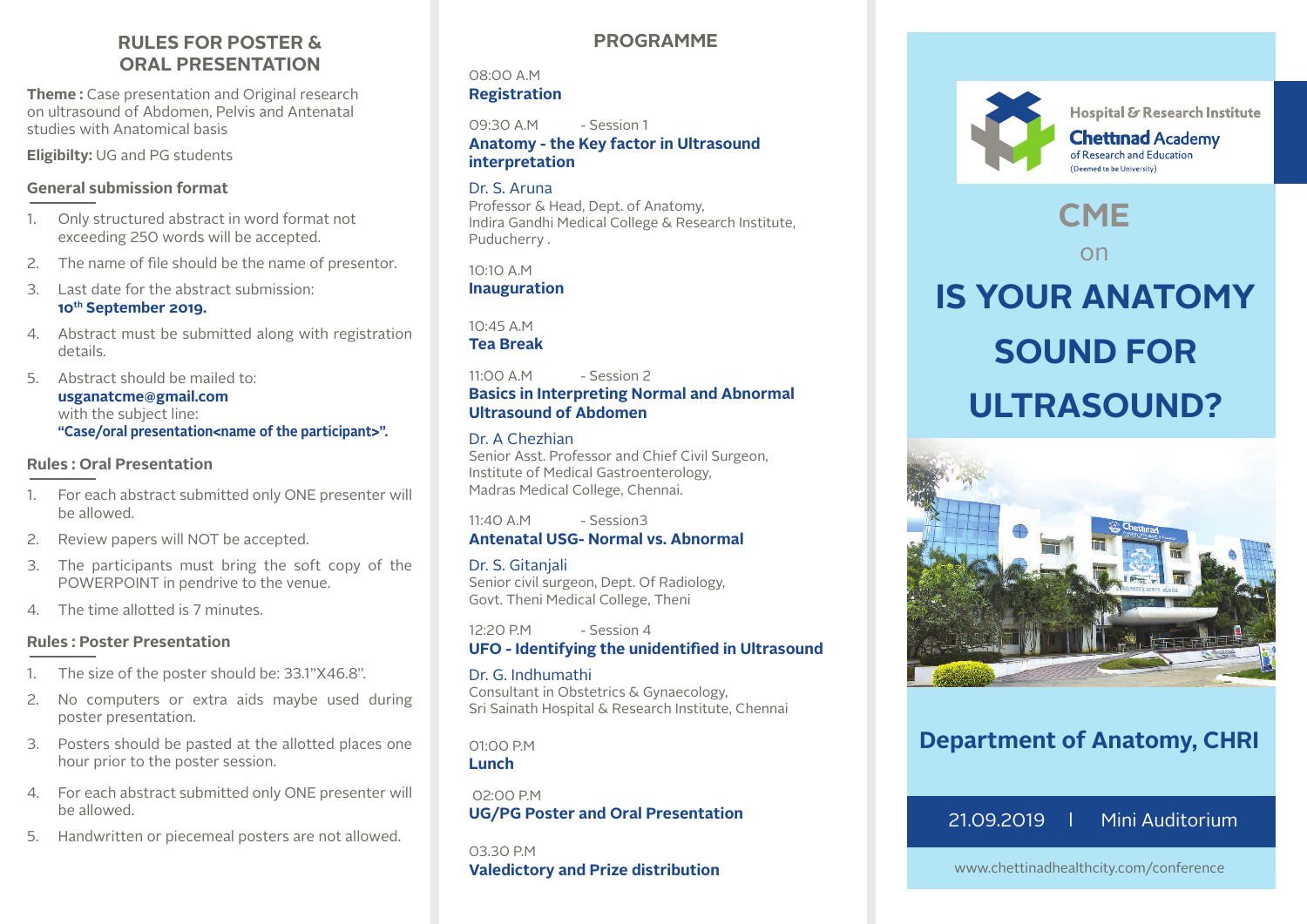## RULES FOR POSTER & ORAL PRESENTATION

**Theme :** Case presentation and Original research on ultrasound of Abdomen, Pelvis and Antenatal studies with Anatomical basis

**Eligibilty:** UG and PG students

### General submission format

1. Only structured abstract in word format not exceeding 250 words will be accepted.
2. The name of file should be the name of presentor.
3. Last date for the abstract submission: **10th September 2019.**
4. Abstract must be submitted along with registration details.
5. Abstract should be mailed to: **usganatcme@gmail.com** with the subject line: **"Case/oral presentation<name of the participant>".**

### Rules : Oral Presentation

1. For each abstract submitted only ONE presenter will be allowed.
2. Review papers will NOT be accepted.
3. The participants must bring the soft copy of the POWERPOINT in pendrive to the venue.
4. The time allotted is 7 minutes.

### Rules : Poster Presentation

1. The size of the poster should be: 33.1"X46.8".
2. No computers or extra aids maybe used during poster presentation.
3. Posters should be pasted at the allotted places one hour prior to the poster session.
4. For each abstract submitted only ONE presenter will be allowed.
5. Handwritten or piecemeal posters are not allowed.

## PROGRAMME

08:00 A.M
**Registration**

09:30 A.M - Session 1
**Anatomy - the Key factor in Ultrasound interpretation**

Dr. S. Aruna
Professor & Head, Dept. of Anatomy,
Indira Gandhi Medical College & Research Institute,
Puducherry .

10:10 A.M
**Inauguration**

10:45 A.M
**Tea Break**

11:00 A.M - Session 2
**Basics in Interpreting Normal and Abnormal Ultrasound of Abdomen**

Dr. A Chezhian
Senior Asst. Professor and Chief Civil Surgeon,
Institute of Medical Gastroenterology,
Madras Medical College, Chennai.

11:40 A.M - Session3
**Antenatal USG- Normal vs. Abnormal**

Dr. S. Gitanjali
Senior civil surgeon, Dept. Of Radiology,
Govt. Theni Medical College, Theni

12:20 P.M - Session 4
**UFO - Identifying the unidentified in Ultrasound**

Dr. G. Indhumathi
Consultant in Obstetrics & Gynaecology,
Sri Sainath Hospital & Research Institute, Chennai

01:00 P.M
**Lunch**

02:00 P.M
**UG/PG Poster and Oral Presentation**

03.30 P.M
**Valedictory and Prize distribution**

Hospital & Research Institute
**Chettinad Academy** of Research and Education
(Deemed to be University)

# CME

on

# IS YOUR ANATOMY SOUND FOR ULTRASOUND?

**Department of Anatomy, CHRI**

21.09.2019 | Mini Auditorium

www.chettinadhealthcity.com/conference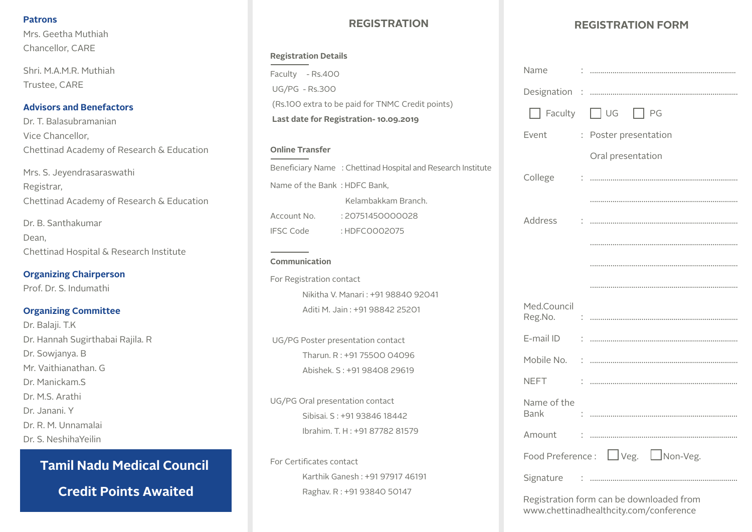**Patrons**

Mrs. Geetha Muthiah
Chancellor, CARE

Shri. M.A.M.R. Muthiah
Trustee, CARE

**Advisors and Benefactors**

Dr. T. Balasubramanian
Vice Chancellor,
Chettinad Academy of Research & Education

Mrs. S. Jeyendrasaraswathi
Registrar,
Chettinad Academy of Research & Education

Dr. B. Santhakumar
Dean,
Chettinad Hospital & Research Institute

**Organizing Chairperson**

Prof. Dr. S. Indumathi

**Organizing Committee**

Dr. Balaji. T.K
Dr. Hannah Sugirthabai Rajila. R
Dr. Sowjanya. B
Mr. Vaithianathan. G
Dr. Manickam.S
Dr. M.S. Arathi
Dr. Janani. Y
Dr. R. M. Unnamalai
Dr. S. NeshihaYeilin

**Tamil Nadu Medical Council Credit Points Awaited**

## REGISTRATION

**Registration Details**

Faculty - Rs.400
UG/PG - Rs.300
(Rs.100 extra to be paid for TNMC Credit points)
**Last date for Registration- 10.09.2019**

**Online Transfer**

Beneficiary Name : Chettinad Hospital and Research Institute
Name of the Bank : HDFC Bank, Kelambakkam Branch.
Account No. : 20751450000028
IFSC Code : HDFC0002075

**Communication**

For Registration contact
Nikitha V. Manari : +91 98840 92041
Aditi M. Jain : +91 98842 25201

UG/PG Poster presentation contact
Tharun. R : +91 75500 04096
Abishek. S : +91 98408 29619

UG/PG Oral presentation contact
Sibisai. S : +91 93846 18442
Ibrahim. T. H : +91 87782 81579

For Certificates contact
Karthik Ganesh : +91 97917 46191
Raghav. R : +91 93840 50147

## REGISTRATION FORM

Name : ..................................................

Designation : ..................................................

☐ Faculty ☐ UG ☐ PG

Event : Poster presentation
Oral presentation

College : ..................................................
..................................................

Address : ..................................................
..................................................
..................................................
..................................................

Med.Council Reg.No. : ..................................................

E-mail ID : ..................................................

Mobile No. : ..................................................

NEFT : ..................................................

Name of the Bank : ..................................................

Amount : ..................................................

Food Preference : ☐ Veg. ☐ Non-Veg.

Signature : ..................................................

Registration form can be downloaded from www.chettinadhealthcity.com/conference